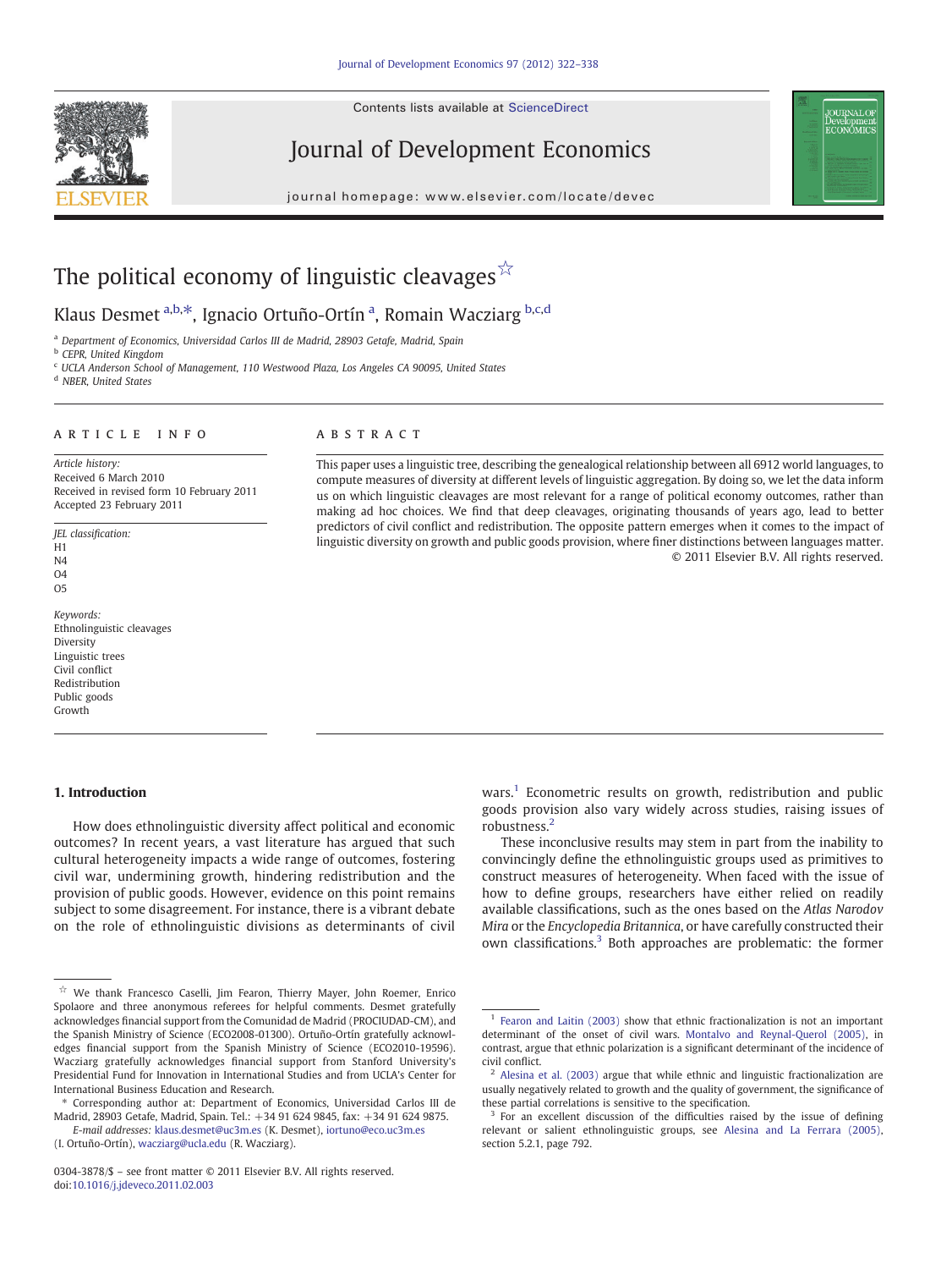# The political economy of linguistic cleavages ☆

Klaus Desmet [a,b,*], Ignacio Ortuño-Ortín [a], Romain Wacziarg [b,c,d]

[a] Department of Economics, Universidad Carlos III de Madrid, 28903 Getafe, Madrid, Spain
[b] CEPR, United Kingdom
[c] UCLA Anderson School of Management, 110 Westwood Plaza, Los Angeles CA 90095, United States
[d] NBER, United States

## ARTICLE INFO

*Article history:*
Received 6 March 2010
Received in revised form 10 February 2011
Accepted 23 February 2011

*JEL classification:*
H1
N4
O4
O5

*Keywords:*
Ethnolinguistic cleavages
Diversity
Linguistic trees
Civil conflict
Redistribution
Public goods
Growth

## ABSTRACT

This paper uses a linguistic tree, describing the genealogical relationship between all 6912 world languages, to compute measures of diversity at different levels of linguistic aggregation. By doing so, we let the data inform us on which linguistic cleavages are most relevant for a range of political economy outcomes, rather than making ad hoc choices. We find that deep cleavages, originating thousands of years ago, lead to better predictors of civil conflict and redistribution. The opposite pattern emerges when it comes to the impact of linguistic diversity on growth and public goods provision, where finer distinctions between languages matter.

© 2011 Elsevier B.V. All rights reserved.

## 1. Introduction

How does ethnolinguistic diversity affect political and economic outcomes? In recent years, a vast literature has argued that such cultural heterogeneity impacts a wide range of outcomes, fostering civil war, undermining growth, hindering redistribution and the provision of public goods. However, evidence on this point remains subject to some disagreement. For instance, there is a vibrant debate on the role of ethnolinguistic divisions as determinants of civil wars.[1] Econometric results on growth, redistribution and public goods provision also vary widely across studies, raising issues of robustness.[2]

These inconclusive results may stem in part from the inability to convincingly define the ethnolinguistic groups used as primitives to construct measures of heterogeneity. When faced with the issue of how to define groups, researchers have either relied on readily available classifications, such as the ones based on the *Atlas Narodov Mira* or the *Encyclopedia Britannica*, or have carefully constructed their own classifications.[3] Both approaches are problematic: the former

---

☆ We thank Francesco Caselli, Jim Fearon, Thierry Mayer, John Roemer, Enrico Spolaore and three anonymous referees for helpful comments. Desmet gratefully acknowledges financial support from the Comunidad de Madrid (PROCIUDAD-CM), and the Spanish Ministry of Science (ECO2008-01300). Ortuño-Ortín gratefully acknowledges financial support from the Spanish Ministry of Science (ECO2010-19596). Wacziarg gratefully acknowledges financial support from Stanford University's Presidential Fund for Innovation in International Studies and from UCLA's Center for International Business Education and Research.

\* Corresponding author at: Department of Economics, Universidad Carlos III de Madrid, 28903 Getafe, Madrid, Spain. Tel.: +34 91 624 9845, fax: +34 91 624 9875.

*E-mail addresses:* klaus.desmet@uc3m.es (K. Desmet), iortuno@eco.uc3m.es (I. Ortuño-Ortín), wacziarg@ucla.edu (R. Wacziarg).

0304-3878/$ – see front matter © 2011 Elsevier B.V. All rights reserved.
doi:10.1016/j.jdeveco.2011.02.003

[1] Fearon and Laitin (2003) show that ethnic fractionalization is not an important determinant of the onset of civil wars. Montalvo and Reynal-Querol (2005), in contrast, argue that ethnic polarization is a significant determinant of the incidence of civil conflict.

[2] Alesina et al. (2003) argue that while ethnic and linguistic fractionalization are usually negatively related to growth and the quality of government, the significance of these partial correlations is sensitive to the specification.

[3] For an excellent discussion of the difficulties raised by the issue of defining relevant or salient ethnolinguistic groups, see Alesina and La Ferrara (2005), section 5.2.1, page 792.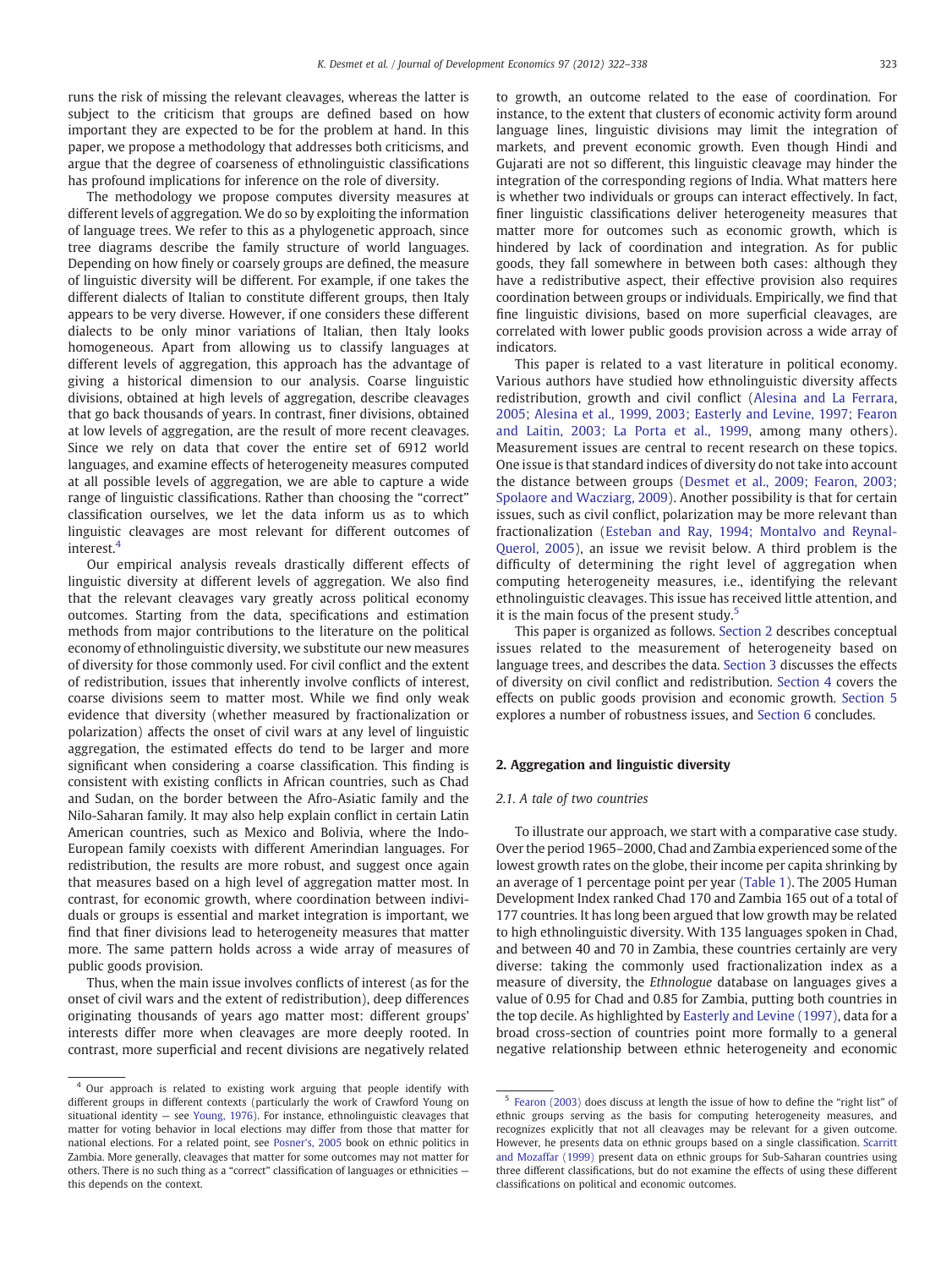runs the risk of missing the relevant cleavages, whereas the latter is subject to the criticism that groups are defined based on how important they are expected to be for the problem at hand. In this paper, we propose a methodology that addresses both criticisms, and argue that the degree of coarseness of ethnolinguistic classifications has profound implications for inference on the role of diversity.

The methodology we propose computes diversity measures at different levels of aggregation. We do so by exploiting the information of language trees. We refer to this as a phylogenetic approach, since tree diagrams describe the family structure of world languages. Depending on how finely or coarsely groups are defined, the measure of linguistic diversity will be different. For example, if one takes the different dialects of Italian to constitute different groups, then Italy appears to be very diverse. However, if one considers these different dialects to be only minor variations of Italian, then Italy looks homogeneous. Apart from allowing us to classify languages at different levels of aggregation, this approach has the advantage of giving a historical dimension to our analysis. Coarse linguistic divisions, obtained at high levels of aggregation, describe cleavages that go back thousands of years. In contrast, finer divisions, obtained at low levels of aggregation, are the result of more recent cleavages. Since we rely on data that cover the entire set of 6912 world languages, and examine effects of heterogeneity measures computed at all possible levels of aggregation, we are able to capture a wide range of linguistic classifications. Rather than choosing the "correct" classification ourselves, we let the data inform us as to which linguistic cleavages are most relevant for different outcomes of interest.[4]

Our empirical analysis reveals drastically different effects of linguistic diversity at different levels of aggregation. We also find that the relevant cleavages vary greatly across political economy outcomes. Starting from the data, specifications and estimation methods from major contributions to the literature on the political economy of ethnolinguistic diversity, we substitute our new measures of diversity for those commonly used. For civil conflict and the extent of redistribution, issues that inherently involve conflicts of interest, coarse divisions seem to matter most. While we find only weak evidence that diversity (whether measured by fractionalization or polarization) affects the onset of civil wars at any level of linguistic aggregation, the estimated effects do tend to be larger and more significant when considering a coarse classification. This finding is consistent with existing conflicts in African countries, such as Chad and Sudan, on the border between the Afro-Asiatic family and the Nilo-Saharan family. It may also help explain conflict in certain Latin American countries, such as Mexico and Bolivia, where the Indo-European family coexists with different Amerindian languages. For redistribution, the results are more robust, and suggest once again that measures based on a high level of aggregation matter most. In contrast, for economic growth, where coordination between individuals or groups is essential and market integration is important, we find that finer divisions lead to heterogeneity measures that matter more. The same pattern holds across a wide array of measures of public goods provision.

Thus, when the main issue involves conflicts of interest (as for the onset of civil wars and the extent of redistribution), deep differences originating thousands of years ago matter most: different groups' interests differ more when cleavages are more deeply rooted. In contrast, more superficial and recent divisions are negatively related to growth, an outcome related to the ease of coordination. For instance, to the extent that clusters of economic activity form around language lines, linguistic divisions may limit the integration of markets, and prevent economic growth. Even though Hindi and Gujarati are not so different, this linguistic cleavage may hinder the integration of the corresponding regions of India. What matters here is whether two individuals or groups can interact effectively. In fact, finer linguistic classifications deliver heterogeneity measures that matter more for outcomes such as economic growth, which is hindered by lack of coordination and integration. As for public goods, they fall somewhere in between both cases: although they have a redistributive aspect, their effective provision also requires coordination between groups or individuals. Empirically, we find that fine linguistic divisions, based on more superficial cleavages, are correlated with lower public goods provision across a wide array of indicators.

This paper is related to a vast literature in political economy. Various authors have studied how ethnolinguistic diversity affects redistribution, growth and civil conflict (Alesina and La Ferrara, 2005; Alesina et al., 1999, 2003; Easterly and Levine, 1997; Fearon and Laitin, 2003; La Porta et al., 1999, among many others). Measurement issues are central to recent research on these topics. One issue is that standard indices of diversity do not take into account the distance between groups (Desmet et al., 2009; Fearon, 2003; Spolaore and Wacziarg, 2009). Another possibility is that for certain issues, such as civil conflict, polarization may be more relevant than fractionalization (Esteban and Ray, 1994; Montalvo and Reynal-Querol, 2005), an issue we revisit below. A third problem is the difficulty of determining the right level of aggregation when computing heterogeneity measures, i.e., identifying the relevant ethnolinguistic cleavages. This issue has received little attention, and it is the main focus of the present study.[5]

This paper is organized as follows. Section 2 describes conceptual issues related to the measurement of heterogeneity based on language trees, and describes the data. Section 3 discusses the effects of diversity on civil conflict and redistribution. Section 4 covers the effects on public goods provision and economic growth. Section 5 explores a number of robustness issues, and Section 6 concludes.

## 2. Aggregation and linguistic diversity

### 2.1. A tale of two countries

To illustrate our approach, we start with a comparative case study. Over the period 1965–2000, Chad and Zambia experienced some of the lowest growth rates on the globe, their income per capita shrinking by an average of 1 percentage point per year (Table 1). The 2005 Human Development Index ranked Chad 170 and Zambia 165 out of a total of 177 countries. It has long been argued that low growth may be related to high ethnolinguistic diversity. With 135 languages spoken in Chad, and between 40 and 70 in Zambia, these countries certainly are very diverse: taking the commonly used fractionalization index as a measure of diversity, the *Ethnologue* database on languages gives a value of 0.95 for Chad and 0.85 for Zambia, putting both countries in the top decile. As highlighted by Easterly and Levine (1997), data for a broad cross-section of countries point more formally to a general negative relationship between ethnic heterogeneity and economic

---

[4] Our approach is related to existing work arguing that people identify with different groups in different contexts (particularly the work of Crawford Young on situational identity — see Young, 1976). For instance, ethnolinguistic cleavages that matter for voting behavior in local elections may differ from those that matter for national elections. For a related point, see Posner's, 2005 book on ethnic politics in Zambia. More generally, cleavages that matter for some outcomes may not matter for others. There is no such thing as a "correct" classification of languages or ethnicities — this depends on the context.

[5] Fearon (2003) does discuss at length the issue of how to define the "right list" of ethnic groups serving as the basis for computing heterogeneity measures, and recognizes explicitly that not all cleavages may be relevant for a given outcome. However, he presents data on ethnic groups based on a single classification. Scarritt and Mozaffar (1999) present data on ethnic groups for Sub-Saharan countries using three different classifications, but do not examine the effects of using these different classifications on political and economic outcomes.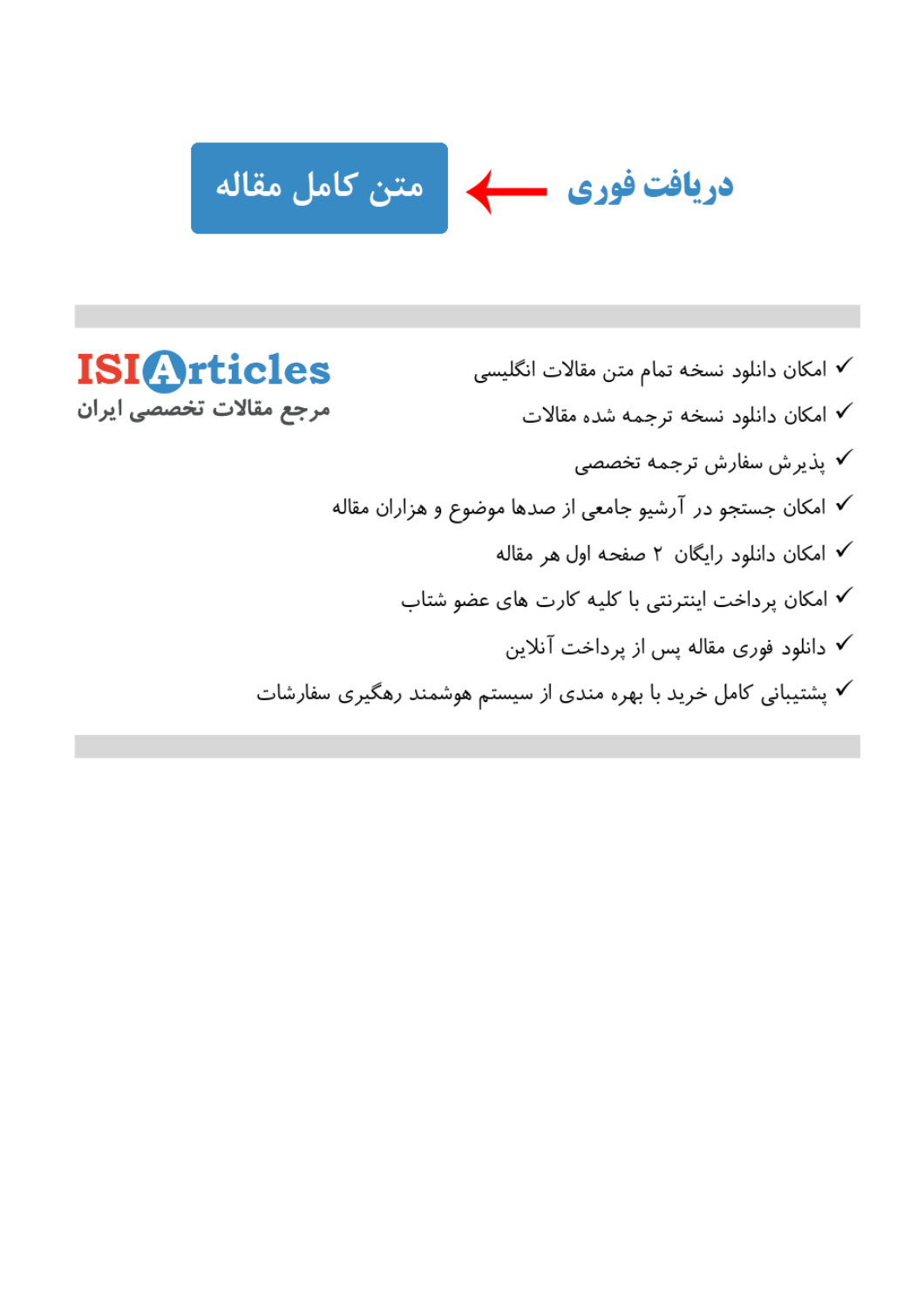دریافت فوری ← متن کامل مقاله

**ISIArticles**
مرجع مقالات تخصصی ایران

- ✓ امکان دانلود نسخه تمام متن مقالات انگلیسی
- ✓ امکان دانلود نسخه ترجمه شده مقالات
- ✓ پذیرش سفارش ترجمه تخصصی
- ✓ امکان جستجو در آرشیو جامعی از صدها موضوع و هزاران مقاله
- ✓ امکان دانلود رایگان ۲ صفحه اول هر مقاله
- ✓ امکان پرداخت اینترنتی با کلیه کارت های عضو شتاب
- ✓ دانلود فوری مقاله پس از پرداخت آنلاین
- ✓ پشتیبانی کامل خرید با بهره مندی از سیستم هوشمند رهگیری سفارشات